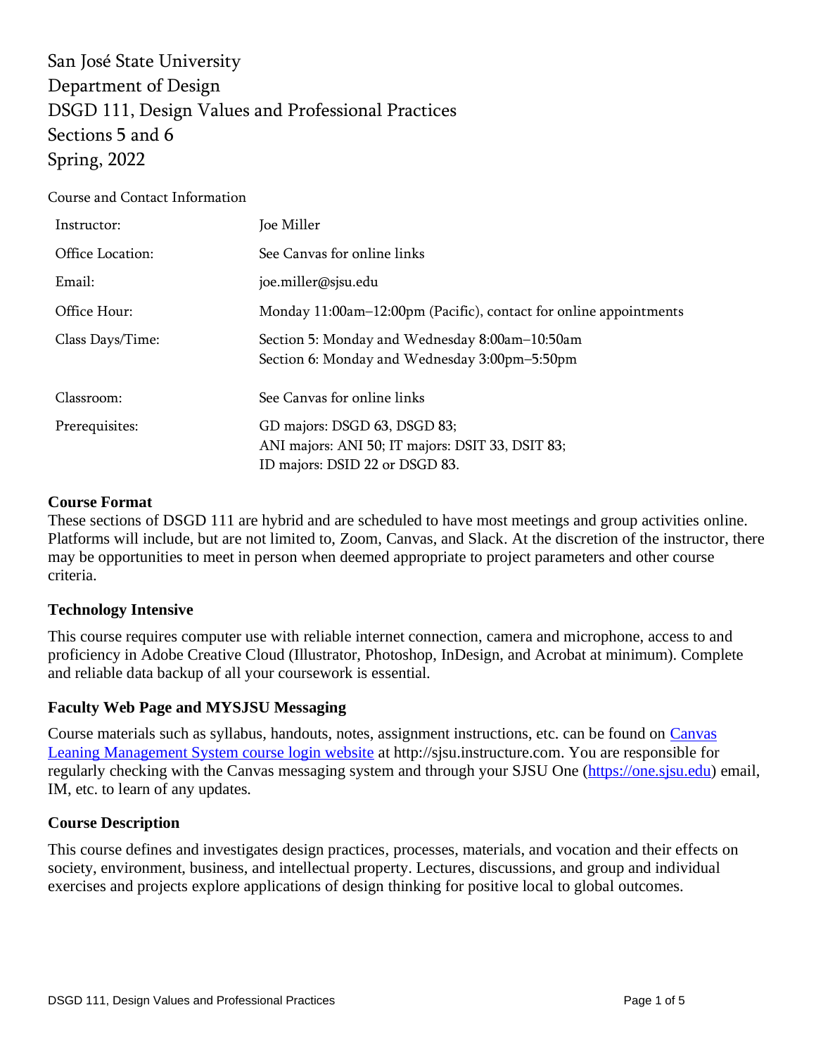# San José State University
# Department of Design
# DSGD 111, Design Values and Professional Practices
# Sections 5 and 6
# Spring, 2022

Course and Contact Information

| | |
|---|---|
| Instructor: | Joe Miller |
| Office Location: | See Canvas for online links |
| Email: | joe.miller@sjsu.edu |
| Office Hour: | Monday 11:00am–12:00pm (Pacific), contact for online appointments |
| Class Days/Time: | Section 5: Monday and Wednesday 8:00am–10:50am<br>Section 6: Monday and Wednesday 3:00pm–5:50pm |
| Classroom: | See Canvas for online links |
| Prerequisites: | GD majors: DSGD 63, DSGD 83;<br>ANI majors: ANI 50; IT majors: DSIT 33, DSIT 83;<br>ID majors: DSID 22 or DSGD 83. |

## Course Format

These sections of DSGD 111 are hybrid and are scheduled to have most meetings and group activities online. Platforms will include, but are not limited to, Zoom, Canvas, and Slack. At the discretion of the instructor, there may be opportunities to meet in person when deemed appropriate to project parameters and other course criteria.

## Technology Intensive

This course requires computer use with reliable internet connection, camera and microphone, access to and proficiency in Adobe Creative Cloud (Illustrator, Photoshop, InDesign, and Acrobat at minimum). Complete and reliable data backup of all your coursework is essential.

## Faculty Web Page and MYSJSU Messaging

Course materials such as syllabus, handouts, notes, assignment instructions, etc. can be found on Canvas Leaning Management System course login website at http://sjsu.instructure.com. You are responsible for regularly checking with the Canvas messaging system and through your SJSU One (https://one.sjsu.edu) email, IM, etc. to learn of any updates.

## Course Description

This course defines and investigates design practices, processes, materials, and vocation and their effects on society, environment, business, and intellectual property. Lectures, discussions, and group and individual exercises and projects explore applications of design thinking for positive local to global outcomes.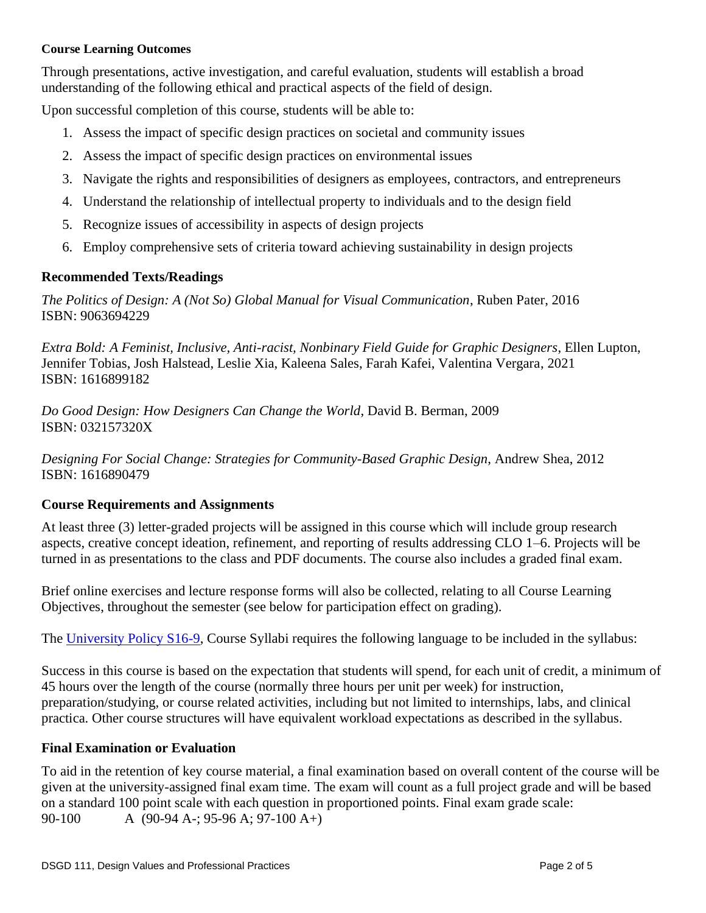### Course Learning Outcomes

Through presentations, active investigation, and careful evaluation, students will establish a broad understanding of the following ethical and practical aspects of the field of design.

Upon successful completion of this course, students will be able to:

1. Assess the impact of specific design practices on societal and community issues
2. Assess the impact of specific design practices on environmental issues
3. Navigate the rights and responsibilities of designers as employees, contractors, and entrepreneurs
4. Understand the relationship of intellectual property to individuals and to the design field
5. Recognize issues of accessibility in aspects of design projects
6. Employ comprehensive sets of criteria toward achieving sustainability in design projects

### Recommended Texts/Readings

*The Politics of Design: A (Not So) Global Manual for Visual Communication*, Ruben Pater, 2016
ISBN: 9063694229

*Extra Bold: A Feminist, Inclusive, Anti-racist, Nonbinary Field Guide for Graphic Designers*, Ellen Lupton, Jennifer Tobias, Josh Halstead, Leslie Xia, Kaleena Sales, Farah Kafei, Valentina Vergara, 2021
ISBN: 1616899182

*Do Good Design: How Designers Can Change the World*, David B. Berman, 2009
ISBN: 032157320X

*Designing For Social Change: Strategies for Community-Based Graphic Design*, Andrew Shea, 2012
ISBN: 1616890479

### Course Requirements and Assignments

At least three (3) letter-graded projects will be assigned in this course which will include group research aspects, creative concept ideation, refinement, and reporting of results addressing CLO 1–6. Projects will be turned in as presentations to the class and PDF documents. The course also includes a graded final exam.

Brief online exercises and lecture response forms will also be collected, relating to all Course Learning Objectives, throughout the semester (see below for participation effect on grading).

The [University Policy S16-9](), Course Syllabi requires the following language to be included in the syllabus:

Success in this course is based on the expectation that students will spend, for each unit of credit, a minimum of 45 hours over the length of the course (normally three hours per unit per week) for instruction, preparation/studying, or course related activities, including but not limited to internships, labs, and clinical practica. Other course structures will have equivalent workload expectations as described in the syllabus.

### Final Examination or Evaluation

To aid in the retention of key course material, a final examination based on overall content of the course will be given at the university-assigned final exam time. The exam will count as a full project grade and will be based on a standard 100 point scale with each question in proportioned points. Final exam grade scale:

90-100 A (90-94 A-; 95-96 A; 97-100 A+)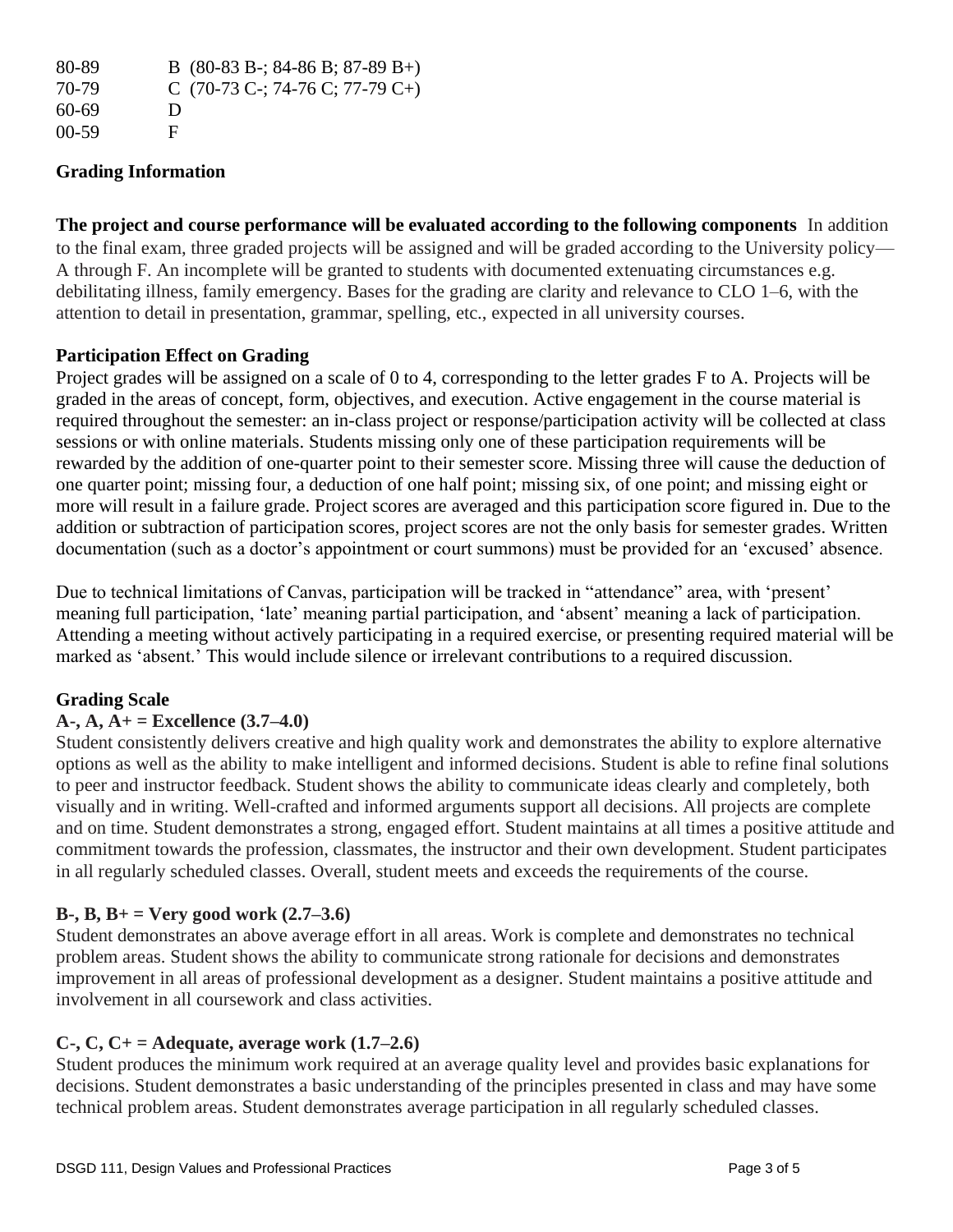| | |
|---|---|
| 80-89 | B (80-83 B-; 84-86 B; 87-89 B+) |
| 70-79 | C (70-73 C-; 74-76 C; 77-79 C+) |
| 60-69 | D |
| 00-59 | F |

**Grading Information**

**The project and course performance will be evaluated according to the following components** In addition to the final exam, three graded projects will be assigned and will be graded according to the University policy—A through F. An incomplete will be granted to students with documented extenuating circumstances e.g. debilitating illness, family emergency. Bases for the grading are clarity and relevance to CLO 1–6, with the attention to detail in presentation, grammar, spelling, etc., expected in all university courses.

**Participation Effect on Grading**

Project grades will be assigned on a scale of 0 to 4, corresponding to the letter grades F to A. Projects will be graded in the areas of concept, form, objectives, and execution. Active engagement in the course material is required throughout the semester: an in-class project or response/participation activity will be collected at class sessions or with online materials. Students missing only one of these participation requirements will be rewarded by the addition of one-quarter point to their semester score. Missing three will cause the deduction of one quarter point; missing four, a deduction of one half point; missing six, of one point; and missing eight or more will result in a failure grade. Project scores are averaged and this participation score figured in. Due to the addition or subtraction of participation scores, project scores are not the only basis for semester grades. Written documentation (such as a doctor's appointment or court summons) must be provided for an 'excused' absence.

Due to technical limitations of Canvas, participation will be tracked in "attendance" area, with 'present' meaning full participation, 'late' meaning partial participation, and 'absent' meaning a lack of participation. Attending a meeting without actively participating in a required exercise, or presenting required material will be marked as 'absent.' This would include silence or irrelevant contributions to a required discussion.

**Grading Scale**

**A-, A, A+ = Excellence (3.7–4.0)**

Student consistently delivers creative and high quality work and demonstrates the ability to explore alternative options as well as the ability to make intelligent and informed decisions. Student is able to refine final solutions to peer and instructor feedback. Student shows the ability to communicate ideas clearly and completely, both visually and in writing. Well-crafted and informed arguments support all decisions. All projects are complete and on time. Student demonstrates a strong, engaged effort. Student maintains at all times a positive attitude and commitment towards the profession, classmates, the instructor and their own development. Student participates in all regularly scheduled classes. Overall, student meets and exceeds the requirements of the course.

**B-, B, B+ = Very good work (2.7–3.6)**

Student demonstrates an above average effort in all areas. Work is complete and demonstrates no technical problem areas. Student shows the ability to communicate strong rationale for decisions and demonstrates improvement in all areas of professional development as a designer. Student maintains a positive attitude and involvement in all coursework and class activities.

**C-, C, C+ = Adequate, average work (1.7–2.6)**

Student produces the minimum work required at an average quality level and provides basic explanations for decisions. Student demonstrates a basic understanding of the principles presented in class and may have some technical problem areas. Student demonstrates average participation in all regularly scheduled classes.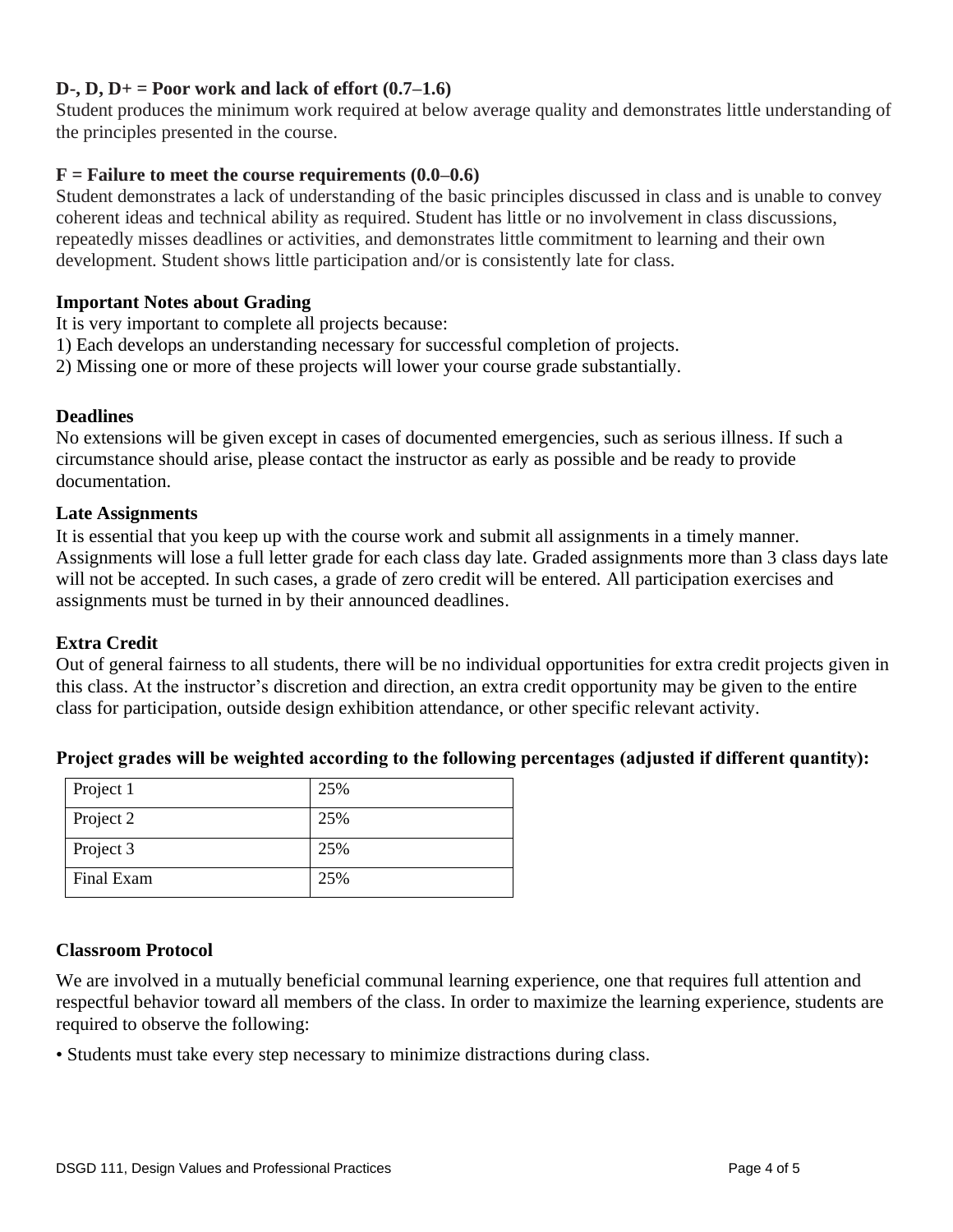**D-, D, D+ = Poor work and lack of effort (0.7–1.6)**

Student produces the minimum work required at below average quality and demonstrates little understanding of the principles presented in the course.

**F = Failure to meet the course requirements (0.0–0.6)**

Student demonstrates a lack of understanding of the basic principles discussed in class and is unable to convey coherent ideas and technical ability as required. Student has little or no involvement in class discussions, repeatedly misses deadlines or activities, and demonstrates little commitment to learning and their own development. Student shows little participation and/or is consistently late for class.

**Important Notes about Grading**

It is very important to complete all projects because:

1) Each develops an understanding necessary for successful completion of projects.
2) Missing one or more of these projects will lower your course grade substantially.

**Deadlines**

No extensions will be given except in cases of documented emergencies, such as serious illness. If such a circumstance should arise, please contact the instructor as early as possible and be ready to provide documentation.

**Late Assignments**

It is essential that you keep up with the course work and submit all assignments in a timely manner. Assignments will lose a full letter grade for each class day late. Graded assignments more than 3 class days late will not be accepted. In such cases, a grade of zero credit will be entered. All participation exercises and assignments must be turned in by their announced deadlines.

**Extra Credit**

Out of general fairness to all students, there will be no individual opportunities for extra credit projects given in this class. At the instructor's discretion and direction, an extra credit opportunity may be given to the entire class for participation, outside design exhibition attendance, or other specific relevant activity.

**Project grades will be weighted according to the following percentages (adjusted if different quantity):**

| Item | Weight |
|---|---|
| Project 1 | 25% |
| Project 2 | 25% |
| Project 3 | 25% |
| Final Exam | 25% |

**Classroom Protocol**

We are involved in a mutually beneficial communal learning experience, one that requires full attention and respectful behavior toward all members of the class. In order to maximize the learning experience, students are required to observe the following:

- Students must take every step necessary to minimize distractions during class.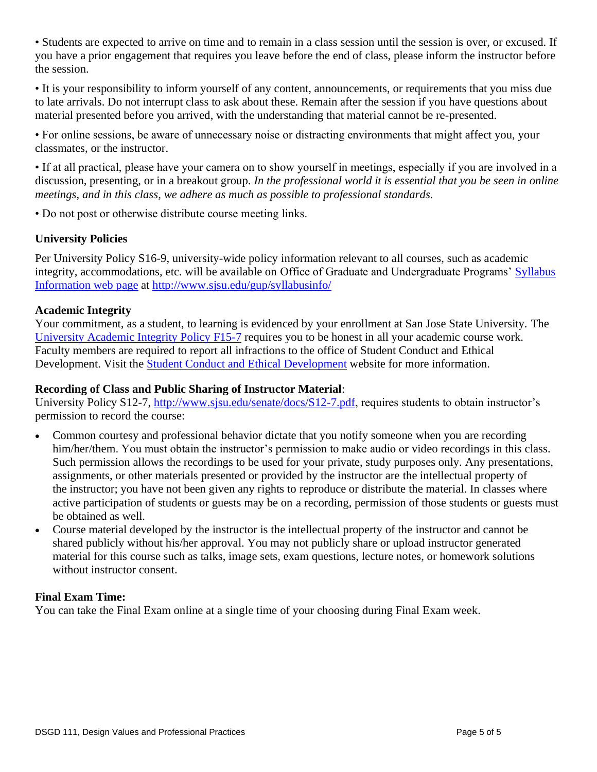• Students are expected to arrive on time and to remain in a class session until the session is over, or excused. If you have a prior engagement that requires you leave before the end of class, please inform the instructor before the session.

• It is your responsibility to inform yourself of any content, announcements, or requirements that you miss due to late arrivals. Do not interrupt class to ask about these. Remain after the session if you have questions about material presented before you arrived, with the understanding that material cannot be re-presented.

• For online sessions, be aware of unnecessary noise or distracting environments that might affect you, your classmates, or the instructor.

• If at all practical, please have your camera on to show yourself in meetings, especially if you are involved in a discussion, presenting, or in a breakout group. *In the professional world it is essential that you be seen in online meetings, and in this class, we adhere as much as possible to professional standards.*

• Do not post or otherwise distribute course meeting links.

**University Policies**

Per University Policy S16-9, university-wide policy information relevant to all courses, such as academic integrity, accommodations, etc. will be available on Office of Graduate and Undergraduate Programs' [Syllabus Information web page](http://www.sjsu.edu/gup/syllabusinfo/) at http://www.sjsu.edu/gup/syllabusinfo/

**Academic Integrity**

Your commitment, as a student, to learning is evidenced by your enrollment at San Jose State University. The University Academic Integrity Policy F15-7 requires you to be honest in all your academic course work. Faculty members are required to report all infractions to the office of Student Conduct and Ethical Development. Visit the Student Conduct and Ethical Development website for more information.

**Recording of Class and Public Sharing of Instructor Material**:

University Policy S12-7, http://www.sjsu.edu/senate/docs/S12-7.pdf, requires students to obtain instructor's permission to record the course:

- Common courtesy and professional behavior dictate that you notify someone when you are recording him/her/them. You must obtain the instructor's permission to make audio or video recordings in this class. Such permission allows the recordings to be used for your private, study purposes only. Any presentations, assignments, or other materials presented or provided by the instructor are the intellectual property of the instructor; you have not been given any rights to reproduce or distribute the material. In classes where active participation of students or guests may be on a recording, permission of those students or guests must be obtained as well.
- Course material developed by the instructor is the intellectual property of the instructor and cannot be shared publicly without his/her approval. You may not publicly share or upload instructor generated material for this course such as talks, image sets, exam questions, lecture notes, or homework solutions without instructor consent.

**Final Exam Time:**

You can take the Final Exam online at a single time of your choosing during Final Exam week.